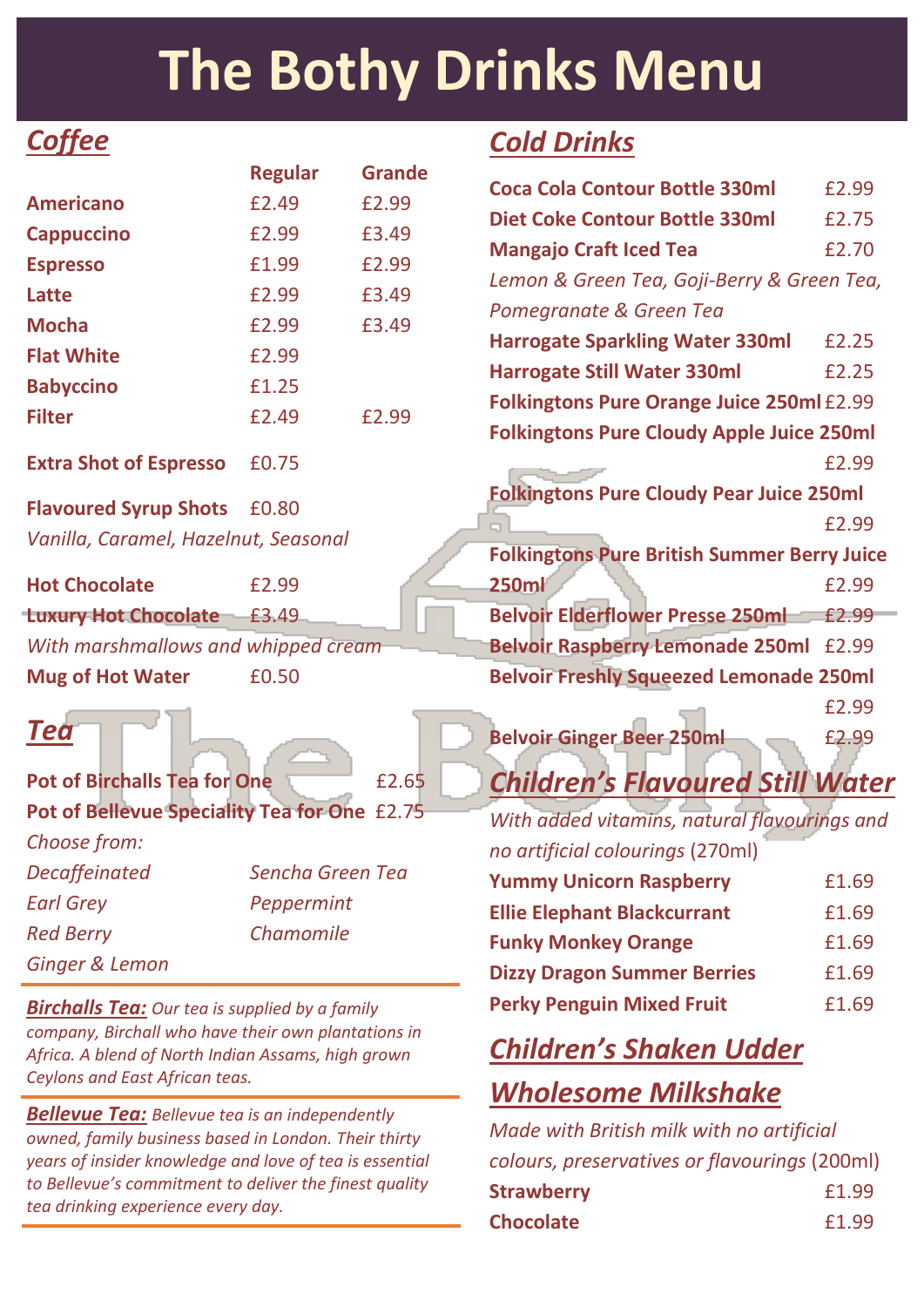# The Bothy Drinks Menu

## Coffee

| | Regular | Grande |
|---|---|---|
| **Americano** | £2.49 | £2.99 |
| **Cappuccino** | £2.99 | £3.49 |
| **Espresso** | £1.99 | £2.99 |
| **Latte** | £2.99 | £3.49 |
| **Mocha** | £2.99 | £3.49 |
| **Flat White** | £2.99 | |
| **Babyccino** | £1.25 | |
| **Filter** | £2.49 | £2.99 |

**Extra Shot of Espresso** £0.75

**Flavoured Syrup Shots** £0.80
*Vanilla, Caramel, Hazelnut, Seasonal*

**Hot Chocolate** £2.99
**Luxury Hot Chocolate** £3.49
*With marshmallows and whipped cream*
**Mug of Hot Water** £0.50

## Tea

**Pot of Birchalls Tea for One** £2.65
**Pot of Bellevue Speciality Tea for One** £2.75

*Choose from:*

| | |
|---|---|
| *Decaffeinated* | *Sencha Green Tea* |
| *Earl Grey* | *Peppermint* |
| *Red Berry* | *Chamomile* |
| *Ginger & Lemon* | |

***Birchalls Tea:*** *Our tea is supplied by a family company, Birchall who have their own plantations in Africa. A blend of North Indian Assams, high grown Ceylons and East African teas.*

***Bellevue Tea:*** *Bellevue tea is an independently owned, family business based in London. Their thirty years of insider knowledge and love of tea is essential to Bellevue's commitment to deliver the finest quality tea drinking experience every day.*

## Cold Drinks

**Coca Cola Contour Bottle 330ml** £2.99
**Diet Coke Contour Bottle 330ml** £2.75
**Mangajo Craft Iced Tea** £2.70
*Lemon & Green Tea, Goji-Berry & Green Tea, Pomegranate & Green Tea*
**Harrogate Sparkling Water 330ml** £2.25
**Harrogate Still Water 330ml** £2.25
**Folkingtons Pure Orange Juice 250ml** £2.99
**Folkingtons Pure Cloudy Apple Juice 250ml** £2.99
**Folkingtons Pure Cloudy Pear Juice 250ml** £2.99
**Folkingtons Pure British Summer Berry Juice 250ml** £2.99
**Belvoir Elderflower Presse 250ml** £2.99
**Belvoir Raspberry Lemonade 250ml** £2.99
**Belvoir Freshly Squeezed Lemonade 250ml** £2.99
**Belvoir Ginger Beer 250ml** £2.99

## Children's Flavoured Still Water

*With added vitamins, natural flavourings and no artificial colourings* (270ml)

**Yummy Unicorn Raspberry** £1.69
**Ellie Elephant Blackcurrant** £1.69
**Funky Monkey Orange** £1.69
**Dizzy Dragon Summer Berries** £1.69
**Perky Penguin Mixed Fruit** £1.69

## Children's Shaken Udder Wholesome Milkshake

*Made with British milk with no artificial colours, preservatives or flavourings* (200ml)

**Strawberry** £1.99
**Chocolate** £1.99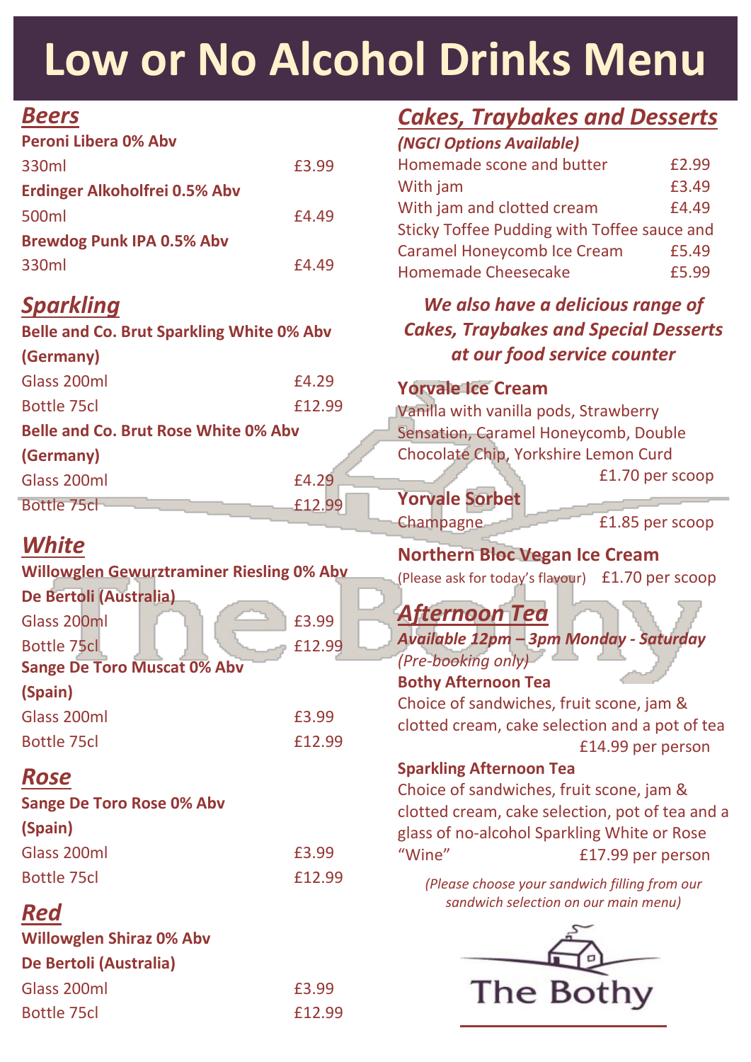# Low or No Alcohol Drinks Menu

## Beers

**Peroni Libera 0% Abv**

| | |
|---|---|
| 330ml | £3.99 |

**Erdinger Alkoholfrei 0.5% Abv**

| | |
|---|---|
| 500ml | £4.49 |

**Brewdog Punk IPA 0.5% Abv**

| | |
|---|---|
| 330ml | £4.49 |

## Sparkling

**Belle and Co. Brut Sparkling White 0% Abv (Germany)**

| | |
|---|---|
| Glass 200ml | £4.29 |
| Bottle 75cl | £12.99 |

**Belle and Co. Brut Rose White 0% Abv (Germany)**

| | |
|---|---|
| Glass 200ml | £4.29 |
| Bottle 75cl | £12.99 |

## White

**Willowglen Gewurztraminer Riesling 0% Abv De Bertoli (Australia)**

| | |
|---|---|
| Glass 200ml | £3.99 |
| Bottle 75cl | £12.99 |

**Sange De Toro Muscat 0% Abv (Spain)**

| | |
|---|---|
| Glass 200ml | £3.99 |
| Bottle 75cl | £12.99 |

## Rose

**Sange De Toro Rose 0% Abv (Spain)**

| | |
|---|---|
| Glass 200ml | £3.99 |
| Bottle 75cl | £12.99 |

## Red

**Willowglen Shiraz 0% Abv De Bertoli (Australia)**

| | |
|---|---|
| Glass 200ml | £3.99 |
| Bottle 75cl | £12.99 |

## Cakes, Traybakes and Desserts

***(NGCI Options Available)***

| | |
|---|---|
| Homemade scone and butter | £2.99 |
| With jam | £3.49 |
| With jam and clotted cream | £4.49 |
| Sticky Toffee Pudding with Toffee sauce and Caramel Honeycomb Ice Cream | £5.49 |
| Homemade Cheesecake | £5.99 |

***We also have a delicious range of Cakes, Traybakes and Special Desserts at our food service counter***

**Yorvale Ice Cream**

Vanilla with vanilla pods, Strawberry Sensation, Caramel Honeycomb, Double Chocolate Chip, Yorkshire Lemon Curd

£1.70 per scoop

**Yorvale Sorbet**

Champagne £1.85 per scoop

**Northern Bloc Vegan Ice Cream**

(Please ask for today's flavour) £1.70 per scoop

## Afternoon Tea

***Available 12pm – 3pm Monday - Saturday***

*(Pre-booking only)*

**Bothy Afternoon Tea**

Choice of sandwiches, fruit scone, jam & clotted cream, cake selection and a pot of tea

£14.99 per person

**Sparkling Afternoon Tea**

Choice of sandwiches, fruit scone, jam & clotted cream, cake selection, pot of tea and a glass of no-alcohol Sparkling White or Rose "Wine" £17.99 per person

*(Please choose your sandwich filling from our sandwich selection on our main menu)*

The Bothy